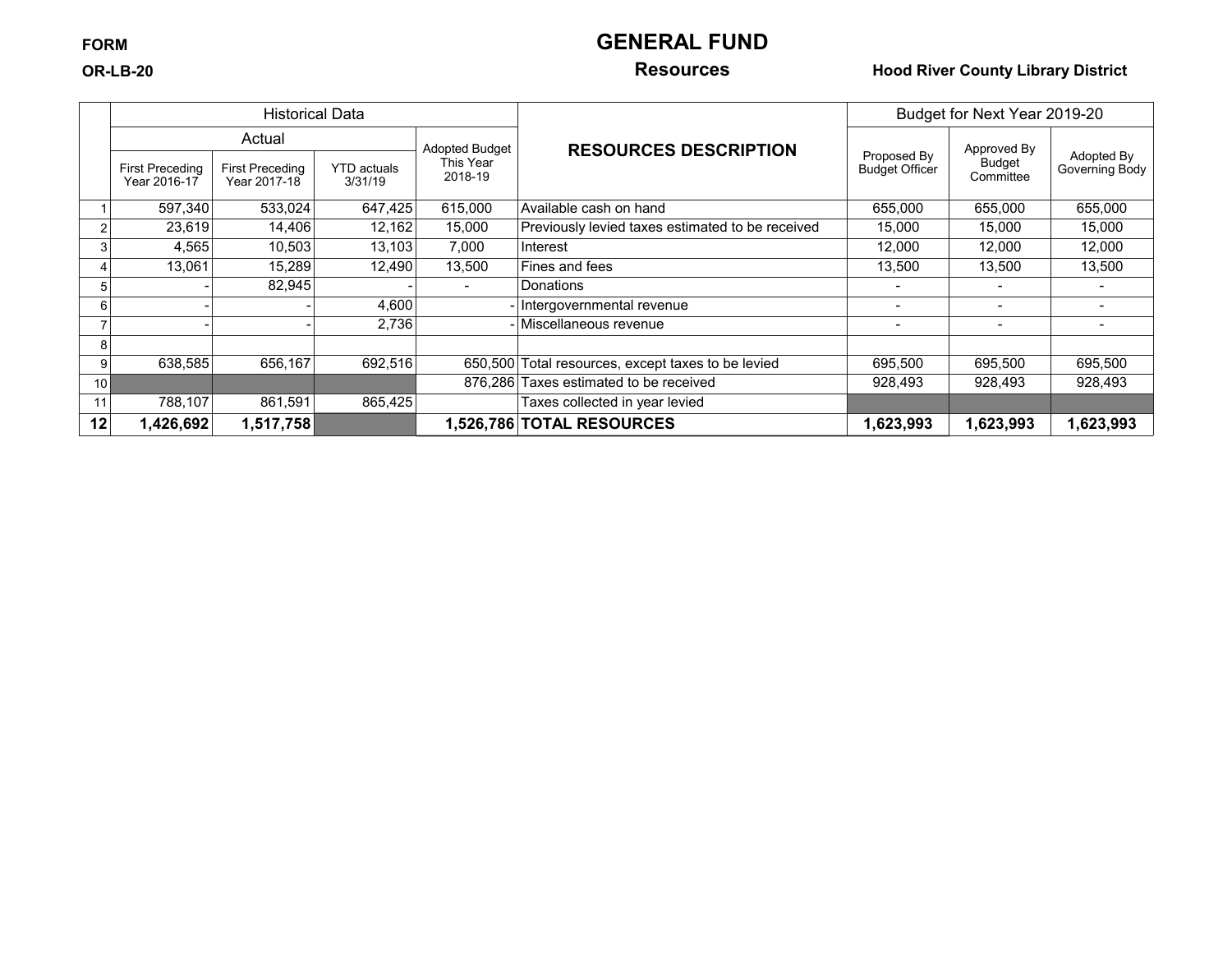FORM

OR-LB-20

# GENERAL FUND

## Resources

**Hood River County Library District**

| | Historical Data | | | | RESOURCES DESCRIPTION | Budget for Next Year 2019-20 | | |
|---|---|---|---|---|---|---|---|---|
| | Actual | | | Adopted Budget This Year 2018-19 | | Proposed By Budget Officer | Approved By Budget Committee | Adopted By Governing Body |
| | First Preceding Year 2016-17 | First Preceding Year 2017-18 | YTD actuals 3/31/19 | | | | | |
| 1 | 597,340 | 533,024 | 647,425 | 615,000 | Available cash on hand | 655,000 | 655,000 | 655,000 |
| 2 | 23,619 | 14,406 | 12,162 | 15,000 | Previously levied taxes estimated to be received | 15,000 | 15,000 | 15,000 |
| 3 | 4,565 | 10,503 | 13,103 | 7,000 | Interest | 12,000 | 12,000 | 12,000 |
| 4 | 13,061 | 15,289 | 12,490 | 13,500 | Fines and fees | 13,500 | 13,500 | 13,500 |
| 5 | - | 82,945 | - | - | Donations | - | - | - |
| 6 | - | - | 4,600 | - | Intergovernmental revenue | - | - | - |
| 7 | - | - | 2,736 | - | Miscellaneous revenue | - | - | - |
| 8 | | | | | | | | |
| 9 | 638,585 | 656,167 | 692,516 | 650,500 | Total resources, except taxes to be levied | 695,500 | 695,500 | 695,500 |
| 10 | | | | 876,286 | Taxes estimated to be received | 928,493 | 928,493 | 928,493 |
| 11 | 788,107 | 861,591 | 865,425 | | Taxes collected in year levied | | | |
| **12** | **1,426,692** | **1,517,758** | | **1,526,786** | **TOTAL RESOURCES** | **1,623,993** | **1,623,993** | **1,623,993** |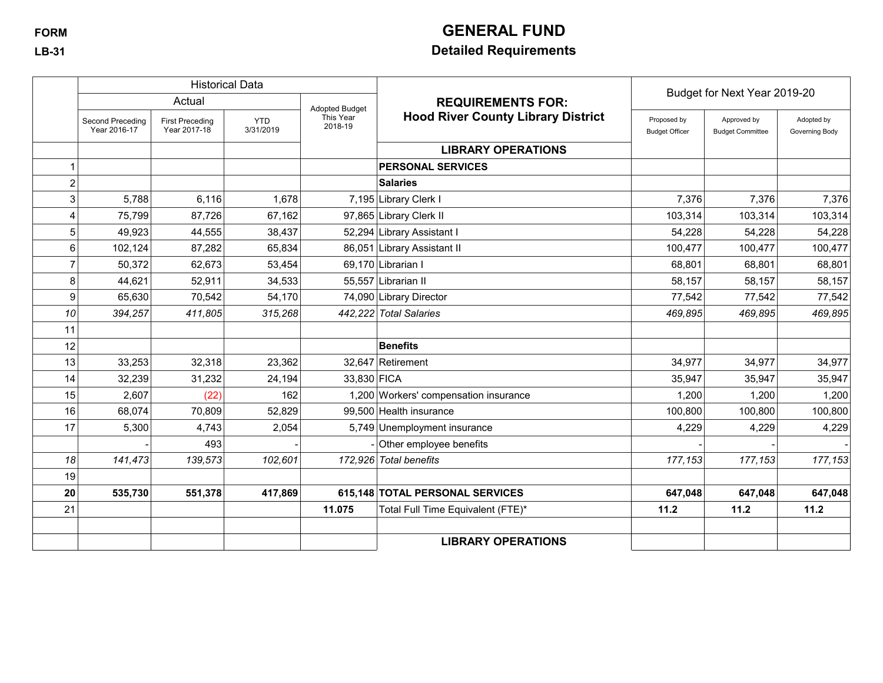FORM

LB-31

# GENERAL FUND

## Detailed Requirements

| | Historical Data | | | | REQUIREMENTS FOR: Hood River County Library District | Budget for Next Year 2019-20 | | |
|---|---|---|---|---|---|---|---|---|
| | Actual | | | Adopted Budget This Year 2018-19 | | Proposed by Budget Officer | Approved by Budget Committee | Adopted by Governing Body |
| | Second Preceding Year 2016-17 | First Preceding Year 2017-18 | YTD 3/31/2019 | | | | | |
| | | | | | **LIBRARY OPERATIONS** | | | |
| 1 | | | | | **PERSONAL SERVICES** | | | |
| 2 | | | | | **Salaries** | | | |
| 3 | 5,788 | 6,116 | 1,678 | 7,195 | Library Clerk I | 7,376 | 7,376 | 7,376 |
| 4 | 75,799 | 87,726 | 67,162 | 97,865 | Library Clerk II | 103,314 | 103,314 | 103,314 |
| 5 | 49,923 | 44,555 | 38,437 | 52,294 | Library Assistant I | 54,228 | 54,228 | 54,228 |
| 6 | 102,124 | 87,282 | 65,834 | 86,051 | Library Assistant II | 100,477 | 100,477 | 100,477 |
| 7 | 50,372 | 62,673 | 53,454 | 69,170 | Librarian I | 68,801 | 68,801 | 68,801 |
| 8 | 44,621 | 52,911 | 34,533 | 55,557 | Librarian II | 58,157 | 58,157 | 58,157 |
| 9 | 65,630 | 70,542 | 54,170 | 74,090 | Library Director | 77,542 | 77,542 | 77,542 |
| *10* | *394,257* | *411,805* | *315,268* | *442,222* | *Total Salaries* | *469,895* | *469,895* | *469,895* |
| 11 | | | | | | | | |
| 12 | | | | | **Benefits** | | | |
| 13 | 33,253 | 32,318 | 23,362 | 32,647 | Retirement | 34,977 | 34,977 | 34,977 |
| 14 | 32,239 | 31,232 | 24,194 | 33,830 | FICA | 35,947 | 35,947 | 35,947 |
| 15 | 2,607 | (22) | 162 | 1,200 | Workers' compensation insurance | 1,200 | 1,200 | 1,200 |
| 16 | 68,074 | 70,809 | 52,829 | 99,500 | Health insurance | 100,800 | 100,800 | 100,800 |
| 17 | 5,300 | 4,743 | 2,054 | 5,749 | Unemployment insurance | 4,229 | 4,229 | 4,229 |
| | - | 493 | - | - | Other employee benefits | - | - | - |
| *18* | *141,473* | *139,573* | *102,601* | *172,926* | *Total benefits* | *177,153* | *177,153* | *177,153* |
| 19 | | | | | | | | |
| **20** | **535,730** | **551,378** | **417,869** | **615,148** | **TOTAL PERSONAL SERVICES** | **647,048** | **647,048** | **647,048** |
| 21 | | | | **11.075** | Total Full Time Equivalent (FTE)* | **11.2** | **11.2** | **11.2** |
| | | | | | | | | |
| | | | | | **LIBRARY OPERATIONS** | | | |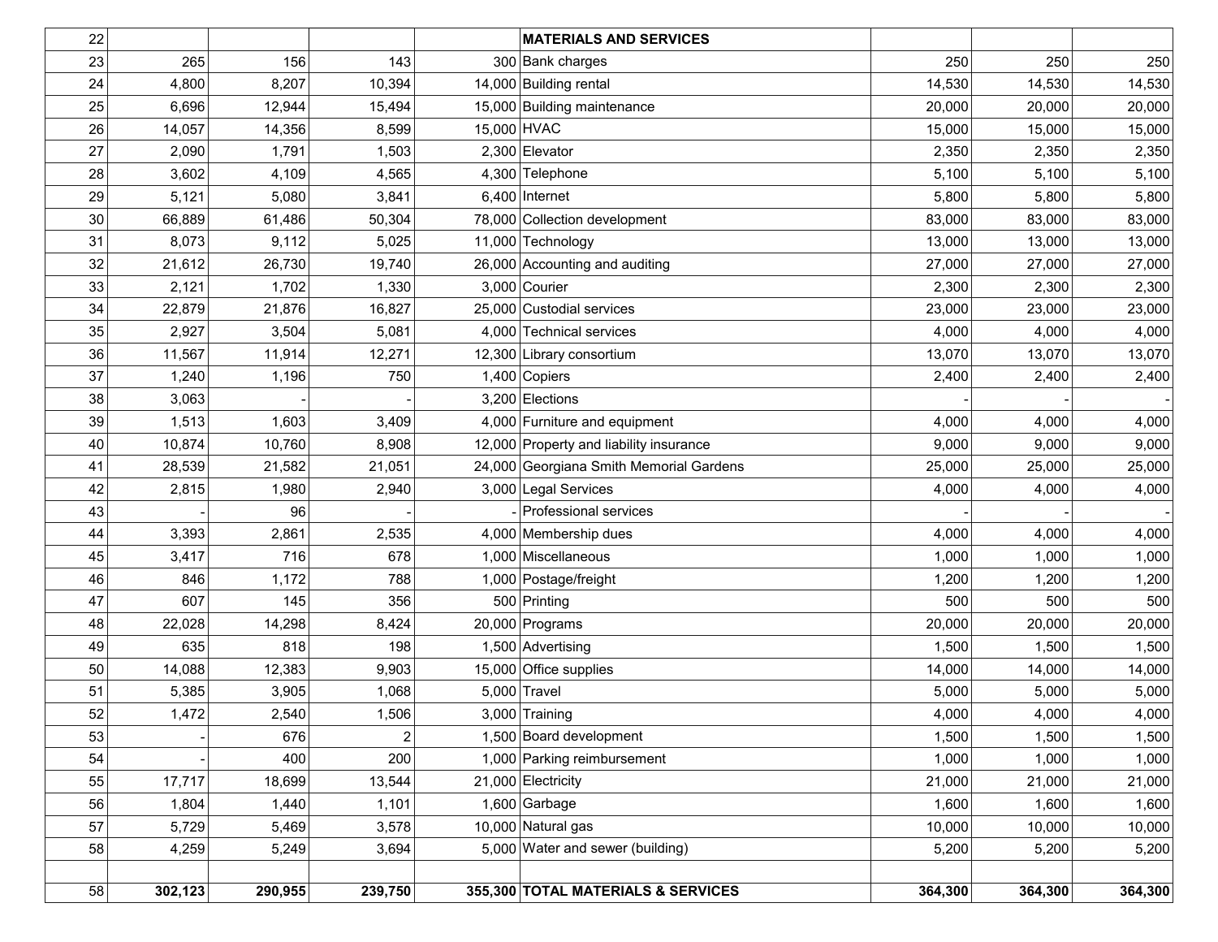| 22 | | | | | MATERIALS AND SERVICES | | | |
|---|---|---|---|---|---|---|---|---|
| 23 | 265 | 156 | 143 | 300 | Bank charges | 250 | 250 | 250 |
| 24 | 4,800 | 8,207 | 10,394 | 14,000 | Building rental | 14,530 | 14,530 | 14,530 |
| 25 | 6,696 | 12,944 | 15,494 | 15,000 | Building maintenance | 20,000 | 20,000 | 20,000 |
| 26 | 14,057 | 14,356 | 8,599 | 15,000 | HVAC | 15,000 | 15,000 | 15,000 |
| 27 | 2,090 | 1,791 | 1,503 | 2,300 | Elevator | 2,350 | 2,350 | 2,350 |
| 28 | 3,602 | 4,109 | 4,565 | 4,300 | Telephone | 5,100 | 5,100 | 5,100 |
| 29 | 5,121 | 5,080 | 3,841 | 6,400 | Internet | 5,800 | 5,800 | 5,800 |
| 30 | 66,889 | 61,486 | 50,304 | 78,000 | Collection development | 83,000 | 83,000 | 83,000 |
| 31 | 8,073 | 9,112 | 5,025 | 11,000 | Technology | 13,000 | 13,000 | 13,000 |
| 32 | 21,612 | 26,730 | 19,740 | 26,000 | Accounting and auditing | 27,000 | 27,000 | 27,000 |
| 33 | 2,121 | 1,702 | 1,330 | 3,000 | Courier | 2,300 | 2,300 | 2,300 |
| 34 | 22,879 | 21,876 | 16,827 | 25,000 | Custodial services | 23,000 | 23,000 | 23,000 |
| 35 | 2,927 | 3,504 | 5,081 | 4,000 | Technical services | 4,000 | 4,000 | 4,000 |
| 36 | 11,567 | 11,914 | 12,271 | 12,300 | Library consortium | 13,070 | 13,070 | 13,070 |
| 37 | 1,240 | 1,196 | 750 | 1,400 | Copiers | 2,400 | 2,400 | 2,400 |
| 38 | 3,063 | - | - | 3,200 | Elections | - | - | - |
| 39 | 1,513 | 1,603 | 3,409 | 4,000 | Furniture and equipment | 4,000 | 4,000 | 4,000 |
| 40 | 10,874 | 10,760 | 8,908 | 12,000 | Property and liability insurance | 9,000 | 9,000 | 9,000 |
| 41 | 28,539 | 21,582 | 21,051 | 24,000 | Georgiana Smith Memorial Gardens | 25,000 | 25,000 | 25,000 |
| 42 | 2,815 | 1,980 | 2,940 | 3,000 | Legal Services | 4,000 | 4,000 | 4,000 |
| 43 | - | 96 | - | - | Professional services | - | - | - |
| 44 | 3,393 | 2,861 | 2,535 | 4,000 | Membership dues | 4,000 | 4,000 | 4,000 |
| 45 | 3,417 | 716 | 678 | 1,000 | Miscellaneous | 1,000 | 1,000 | 1,000 |
| 46 | 846 | 1,172 | 788 | 1,000 | Postage/freight | 1,200 | 1,200 | 1,200 |
| 47 | 607 | 145 | 356 | 500 | Printing | 500 | 500 | 500 |
| 48 | 22,028 | 14,298 | 8,424 | 20,000 | Programs | 20,000 | 20,000 | 20,000 |
| 49 | 635 | 818 | 198 | 1,500 | Advertising | 1,500 | 1,500 | 1,500 |
| 50 | 14,088 | 12,383 | 9,903 | 15,000 | Office supplies | 14,000 | 14,000 | 14,000 |
| 51 | 5,385 | 3,905 | 1,068 | 5,000 | Travel | 5,000 | 5,000 | 5,000 |
| 52 | 1,472 | 2,540 | 1,506 | 3,000 | Training | 4,000 | 4,000 | 4,000 |
| 53 | - | 676 | 2 | 1,500 | Board development | 1,500 | 1,500 | 1,500 |
| 54 | - | 400 | 200 | 1,000 | Parking reimbursement | 1,000 | 1,000 | 1,000 |
| 55 | 17,717 | 18,699 | 13,544 | 21,000 | Electricity | 21,000 | 21,000 | 21,000 |
| 56 | 1,804 | 1,440 | 1,101 | 1,600 | Garbage | 1,600 | 1,600 | 1,600 |
| 57 | 5,729 | 5,469 | 3,578 | 10,000 | Natural gas | 10,000 | 10,000 | 10,000 |
| 58 | 4,259 | 5,249 | 3,694 | 5,000 | Water and sewer (building) | 5,200 | 5,200 | 5,200 |
| | | | | | | | | |
| 58 | **302,123** | **290,955** | **239,750** | **355,300** | **TOTAL MATERIALS & SERVICES** | **364,300** | **364,300** | **364,300** |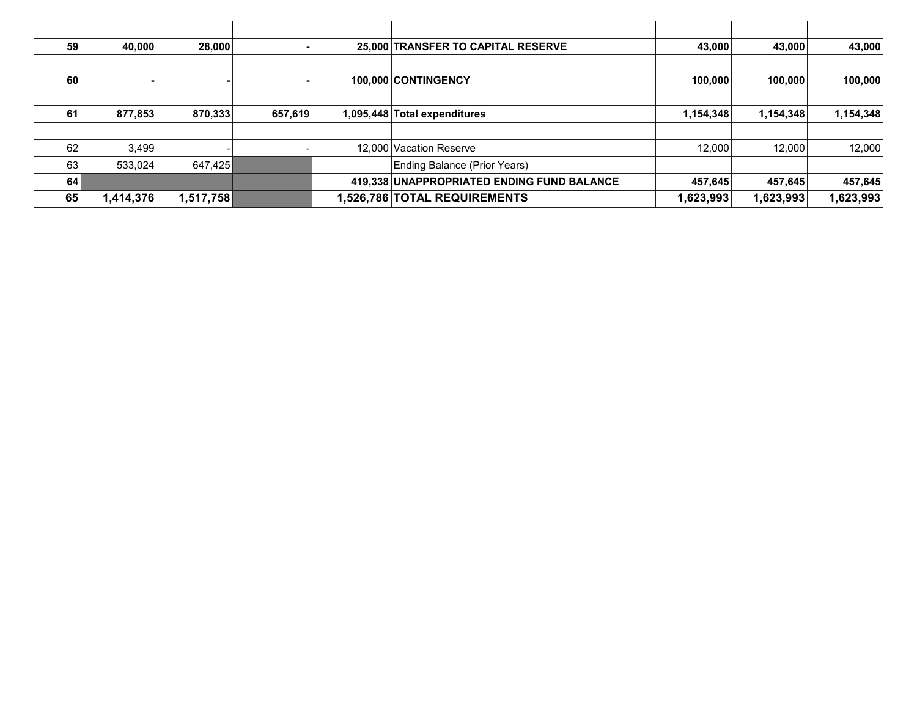| | | | | | | | | |
|---|---|---|---|---|---|---|---|---|
| **59** | **40,000** | **28,000** | **-** | **25,000** | **TRANSFER TO CAPITAL RESERVE** | **43,000** | **43,000** | **43,000** |
| | | | | | | | | |
| **60** | **-** | **-** | **-** | **100,000** | **CONTINGENCY** | **100,000** | **100,000** | **100,000** |
| | | | | | | | | |
| **61** | **877,853** | **870,333** | **657,619** | **1,095,448** | **Total expenditures** | **1,154,348** | **1,154,348** | **1,154,348** |
| | | | | | | | | |
| 62 | 3,499 | - | - | 12,000 | Vacation Reserve | 12,000 | 12,000 | 12,000 |
| 63 | 533,024 | 647,425 | | | Ending Balance (Prior Years) | | | |
| **64** | | | | **419,338** | **UNAPPROPRIATED ENDING FUND BALANCE** | **457,645** | **457,645** | **457,645** |
| **65** | **1,414,376** | **1,517,758** | | **1,526,786** | **TOTAL REQUIREMENTS** | **1,623,993** | **1,623,993** | **1,623,993** |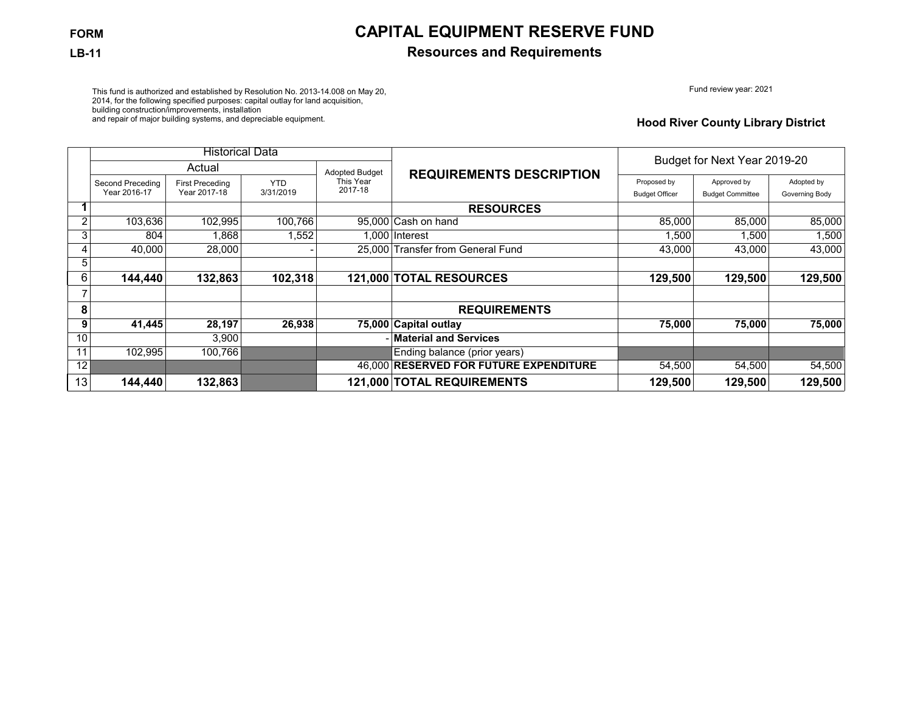**FORM**

**LB-11**

# CAPITAL EQUIPMENT RESERVE FUND

## Resources and Requirements

This fund is authorized and established by Resolution No. 2013-14.008 on May 20, 2014, for the following specified purposes: capital outlay for land acquisition, building construction/improvements, installation and repair of major building systems, and depreciable equipment.

Fund review year: 2021

**Hood River County Library District**

| | Historical Data | | | | REQUIREMENTS DESCRIPTION | Budget for Next Year 2019-20 | | |
|---|---|---|---|---|---|---|---|---|
| | Actual | | | Adopted Budget This Year 2017-18 | | | | |
| | Second Preceding Year 2016-17 | First Preceding Year 2017-18 | YTD 3/31/2019 | | | Proposed by Budget Officer | Approved by Budget Committee | Adopted by Governing Body |
| **1** | | | | | **RESOURCES** | | | |
| 2 | 103,636 | 102,995 | 100,766 | 95,000 | Cash on hand | 85,000 | 85,000 | 85,000 |
| 3 | 804 | 1,868 | 1,552 | 1,000 | Interest | 1,500 | 1,500 | 1,500 |
| 4 | 40,000 | 28,000 | - | 25,000 | Transfer from General Fund | 43,000 | 43,000 | 43,000 |
| 5 | | | | | | | | |
| 6 | **144,440** | **132,863** | **102,318** | **121,000** | **TOTAL RESOURCES** | **129,500** | **129,500** | **129,500** |
| 7 | | | | | | | | |
| **8** | | | | | **REQUIREMENTS** | | | |
| **9** | **41,445** | **28,197** | **26,938** | **75,000** | **Capital outlay** | **75,000** | **75,000** | **75,000** |
| 10 | | 3,900 | | - | **Material and Services** | | | |
| 11 | 102,995 | 100,766 | | | Ending balance (prior years) | | | |
| 12 | | | | 46,000 | **RESERVED FOR FUTURE EXPENDITURE** | 54,500 | 54,500 | 54,500 |
| 13 | **144,440** | **132,863** | | **121,000** | **TOTAL REQUIREMENTS** | **129,500** | **129,500** | **129,500** |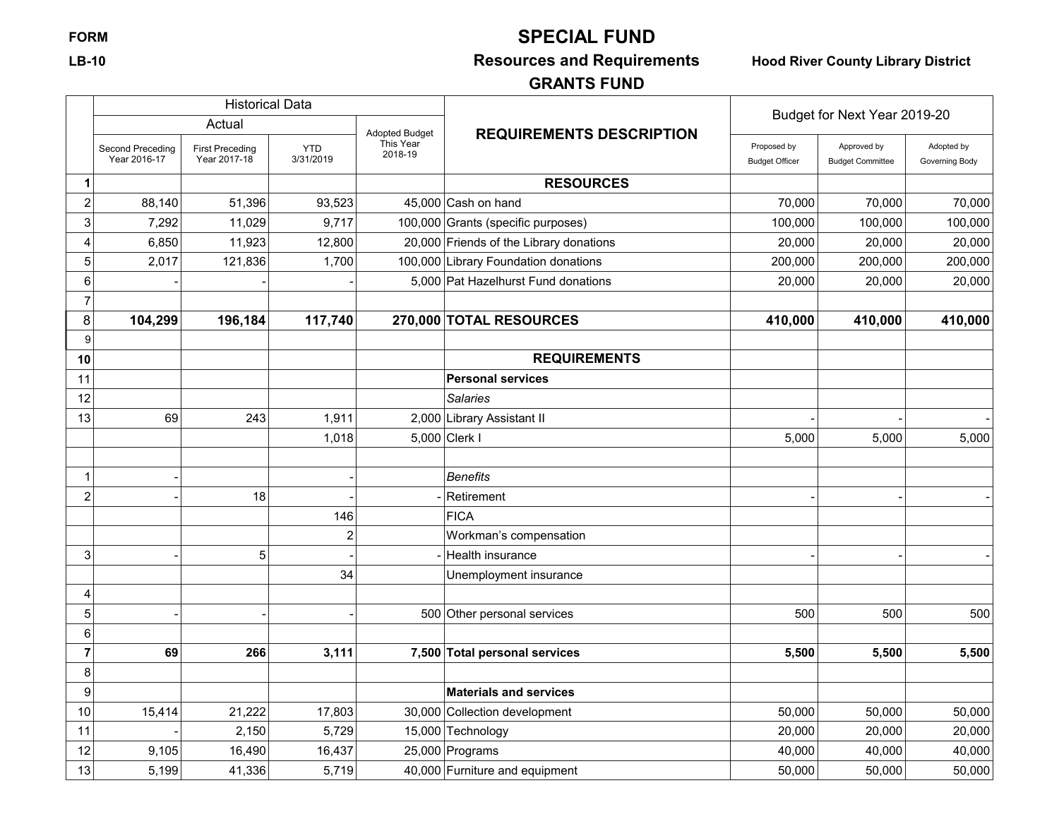**FORM**

**LB-10**

# SPECIAL FUND

## Resources and Requirements

## GRANTS FUND

**Hood River County Library District**

| | Historical Data | | | | REQUIREMENTS DESCRIPTION | Budget for Next Year 2019-20 | | |
|---|---|---|---|---|---|---|---|---|
| | Actual | | | Adopted Budget This Year 2018-19 | | | | |
| | Second Preceding Year 2016-17 | First Preceding Year 2017-18 | YTD 3/31/2019 | | | Proposed by Budget Officer | Approved by Budget Committee | Adopted by Governing Body |
| **1** | | | | | **RESOURCES** | | | |
| 2 | 88,140 | 51,396 | 93,523 | 45,000 | Cash on hand | 70,000 | 70,000 | 70,000 |
| 3 | 7,292 | 11,029 | 9,717 | 100,000 | Grants (specific purposes) | 100,000 | 100,000 | 100,000 |
| 4 | 6,850 | 11,923 | 12,800 | 20,000 | Friends of the Library donations | 20,000 | 20,000 | 20,000 |
| 5 | 2,017 | 121,836 | 1,700 | 100,000 | Library Foundation donations | 200,000 | 200,000 | 200,000 |
| 6 | - | - | - | 5,000 | Pat Hazelhurst Fund donations | 20,000 | 20,000 | 20,000 |
| 7 | | | | | | | | |
| 8 | **104,299** | **196,184** | **117,740** | **270,000** | **TOTAL RESOURCES** | **410,000** | **410,000** | **410,000** |
| 9 | | | | | | | | |
| **10** | | | | | **REQUIREMENTS** | | | |
| 11 | | | | | **Personal services** | | | |
| 12 | | | | | *Salaries* | | | |
| 13 | 69 | 243 | 1,911 | 2,000 | Library Assistant II | - | - | - |
| | | | 1,018 | 5,000 | Clerk I | 5,000 | 5,000 | 5,000 |
| | | | | | | | | |
| 1 | - | | - | | *Benefits* | | | |
| 2 | - | 18 | - | - | Retirement | - | - | - |
| | | | 146 | | FICA | | | |
| | | | 2 | | Workman's compensation | | | |
| 3 | - | 5 | - | - | Health insurance | - | - | - |
| | | | 34 | | Unemployment insurance | | | |
| 4 | | | | | | | | |
| 5 | - | - | - | 500 | Other personal services | 500 | 500 | 500 |
| 6 | | | | | | | | |
| **7** | **69** | **266** | **3,111** | **7,500** | **Total personal services** | **5,500** | **5,500** | **5,500** |
| 8 | | | | | | | | |
| 9 | | | | | **Materials and services** | | | |
| 10 | 15,414 | 21,222 | 17,803 | 30,000 | Collection development | 50,000 | 50,000 | 50,000 |
| 11 | - | 2,150 | 5,729 | 15,000 | Technology | 20,000 | 20,000 | 20,000 |
| 12 | 9,105 | 16,490 | 16,437 | 25,000 | Programs | 40,000 | 40,000 | 40,000 |
| 13 | 5,199 | 41,336 | 5,719 | 40,000 | Furniture and equipment | 50,000 | 50,000 | 50,000 |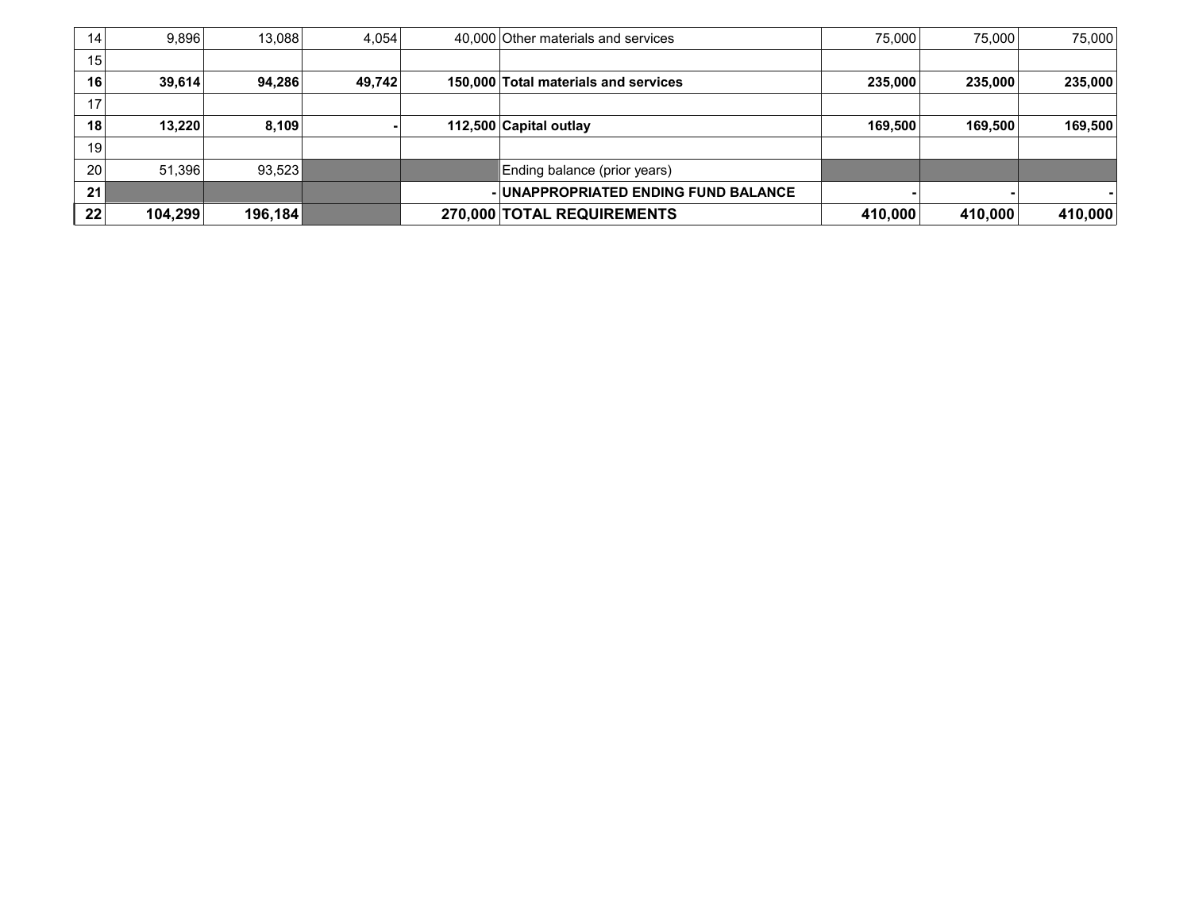| | | | | | | | | |
|---|---|---|---|---|---|---|---|---|
| 14 | 9,896 | 13,088 | 4,054 | 40,000 | Other materials and services | 75,000 | 75,000 | 75,000 |
| 15 | | | | | | | | |
| **16** | **39,614** | **94,286** | **49,742** | **150,000** | **Total materials and services** | **235,000** | **235,000** | **235,000** |
| 17 | | | | | | | | |
| **18** | **13,220** | **8,109** | **-** | **112,500** | **Capital outlay** | **169,500** | **169,500** | **169,500** |
| 19 | | | | | | | | |
| 20 | 51,396 | 93,523 | | | Ending balance (prior years) | | | |
| **21** | | | | **-** | **UNAPPROPRIATED ENDING FUND BALANCE** | **-** | **-** | **-** |
| **22** | **104,299** | **196,184** | | **270,000** | **TOTAL REQUIREMENTS** | **410,000** | **410,000** | **410,000** |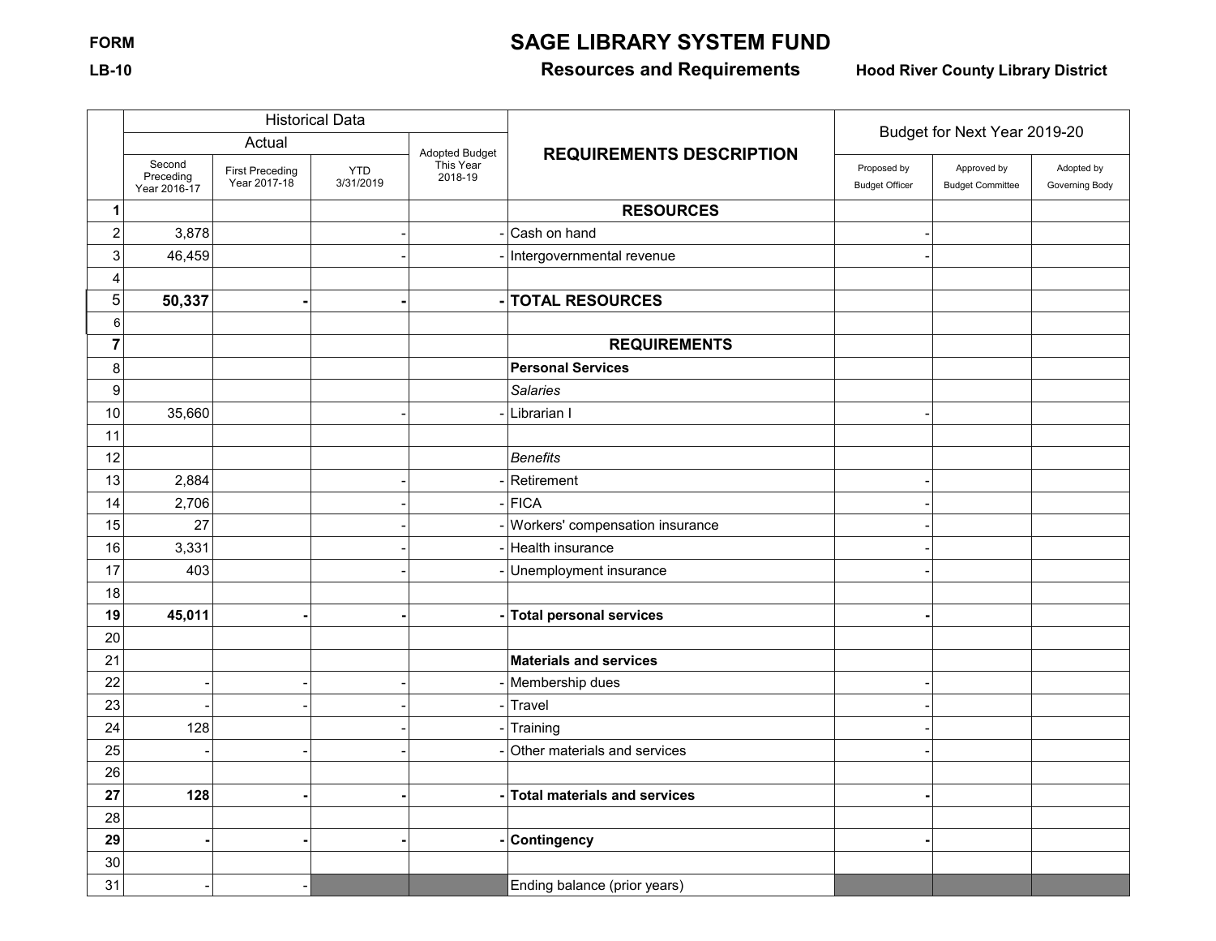FORM

LB-10

# SAGE LIBRARY SYSTEM FUND

## Resources and Requirements

**Hood River County Library District**

| | Historical Data | | | | REQUIREMENTS DESCRIPTION | Budget for Next Year 2019-20 | | |
|---|---|---|---|---|---|---|---|---|
| | Actual | | | Adopted Budget This Year 2018-19 | | | | |
| | Second Preceding Year 2016-17 | First Preceding Year 2017-18 | YTD 3/31/2019 | | | Proposed by Budget Officer | Approved by Budget Committee | Adopted by Governing Body |
| **1** | | | | | **RESOURCES** | | | |
| 2 | 3,878 | | - | - | Cash on hand | - | | |
| 3 | 46,459 | | - | - | Intergovernmental revenue | - | | |
| 4 | | | | | | | | |
| 5 | **50,337** | **-** | **-** | **-** | **TOTAL RESOURCES** | | | |
| 6 | | | | | | | | |
| **7** | | | | | **REQUIREMENTS** | | | |
| 8 | | | | | **Personal Services** | | | |
| 9 | | | | | *Salaries* | | | |
| 10 | 35,660 | | - | - | Librarian I | - | | |
| 11 | | | | | | | | |
| 12 | | | | | *Benefits* | | | |
| 13 | 2,884 | | - | - | Retirement | - | | |
| 14 | 2,706 | | - | - | FICA | - | | |
| 15 | 27 | | - | - | Workers' compensation insurance | - | | |
| 16 | 3,331 | | - | - | Health insurance | - | | |
| 17 | 403 | | - | - | Unemployment insurance | - | | |
| 18 | | | | | | | | |
| **19** | **45,011** | **-** | **-** | **-** | **Total personal services** | **-** | | |
| 20 | | | | | | | | |
| 21 | | | | | **Materials and services** | | | |
| 22 | - | - | - | - | Membership dues | - | | |
| 23 | - | - | - | - | Travel | - | | |
| 24 | 128 | | - | - | Training | - | | |
| 25 | - | - | - | - | Other materials and services | - | | |
| 26 | | | | | | | | |
| **27** | **128** | **-** | **-** | **-** | **Total materials and services** | **-** | | |
| 28 | | | | | | | | |
| **29** | **-** | **-** | **-** | **-** | **Contingency** | **-** | | |
| 30 | | | | | | | | |
| 31 | - | - | | | Ending balance (prior years) | | | |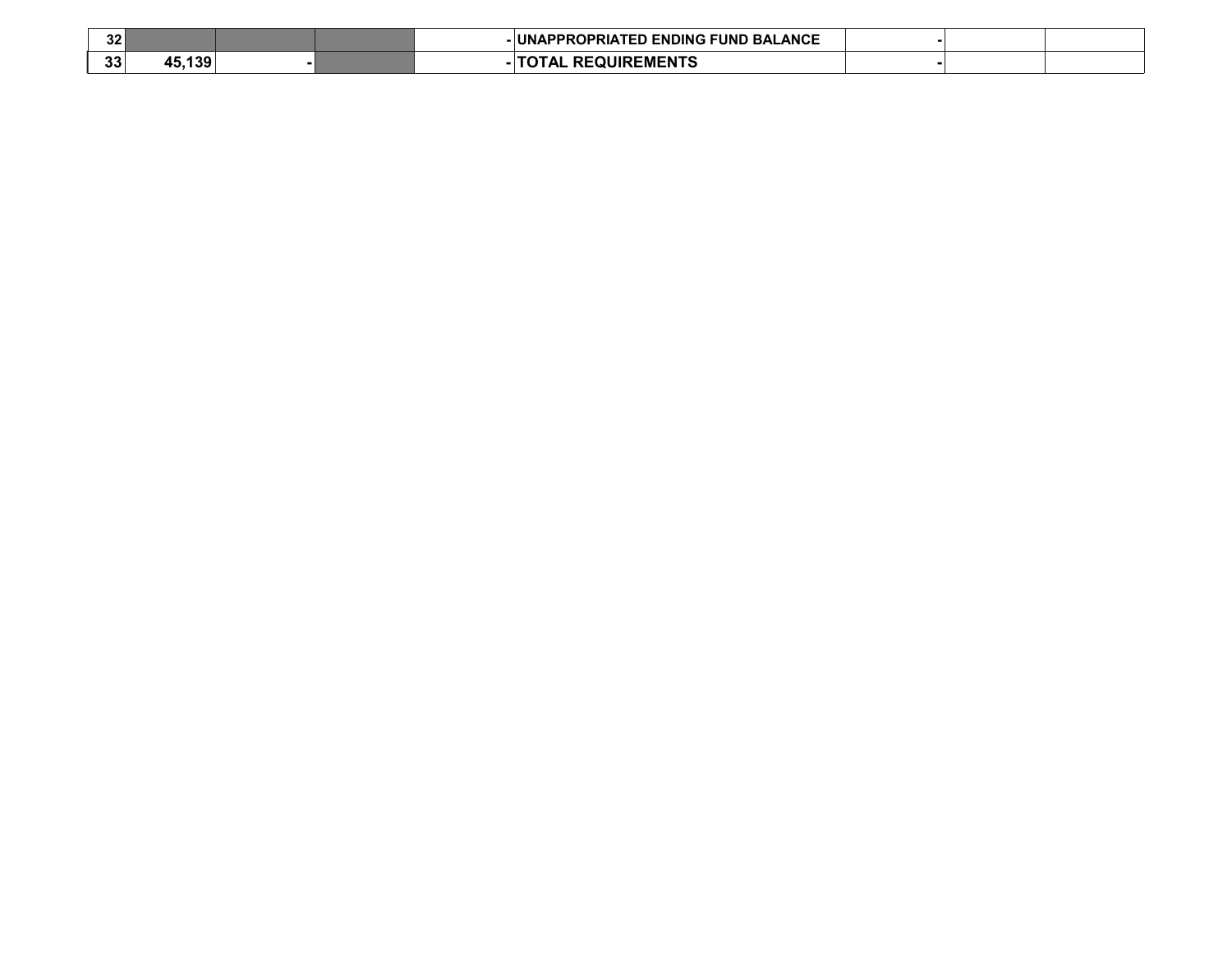| | | | | | | | | |
|---|---|---|---|---|---|---|---|---|
| 32 | | | | - | UNAPPROPRIATED ENDING FUND BALANCE | - | | |
| 33 | 45,139 | - | | - | TOTAL REQUIREMENTS | - | | |